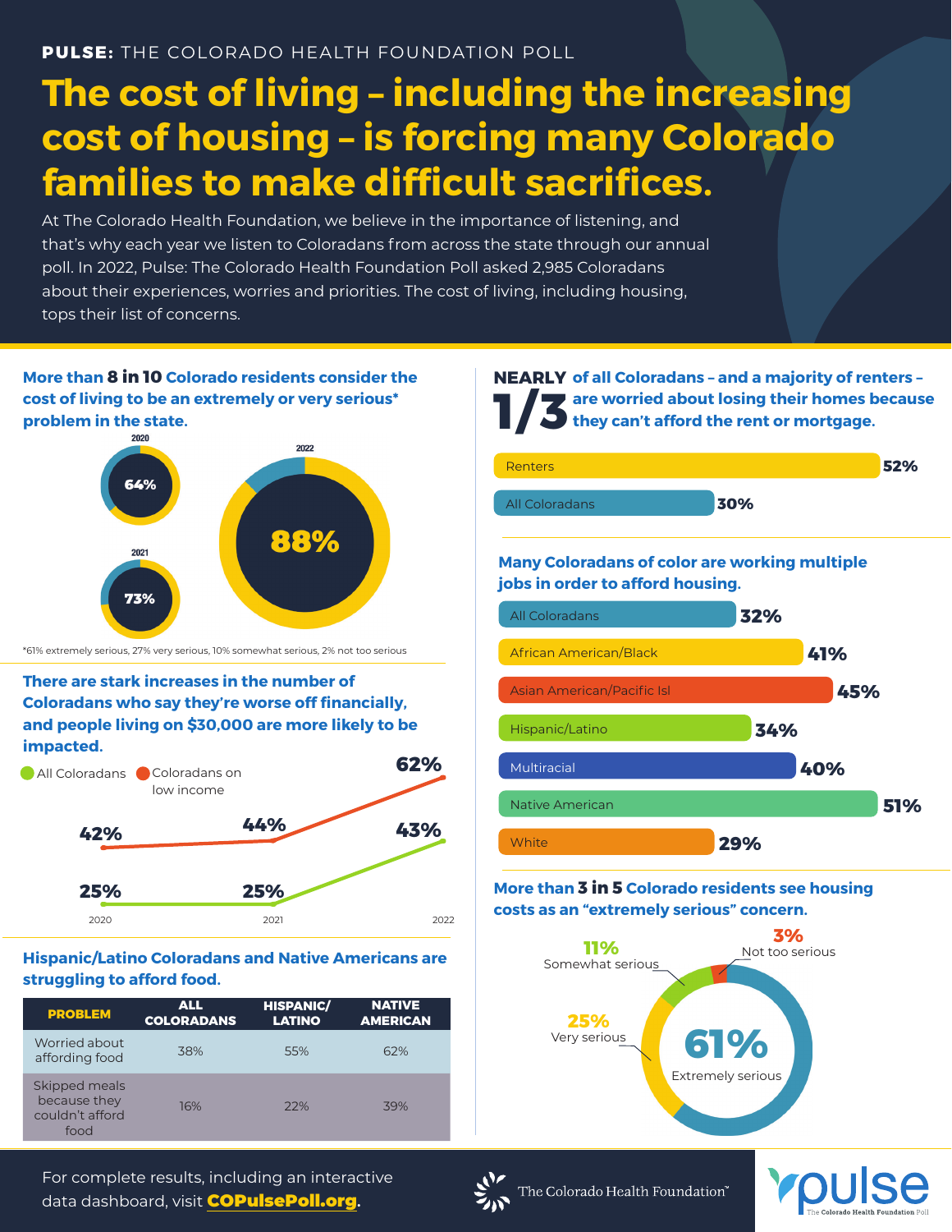**PULSE:** THE COLORADO HEALTH FOUNDATION POLL

# The cost of living – including the increasing cost of housing – is forcing many Colorado families to make difficult sacrifices.

At The Colorado Health Foundation, we believe in the importance of listening, and that's why each year we listen to Coloradans from across the state through our annual poll. In 2022, Pulse: The Colorado Health Foundation Poll asked 2,985 Coloradans about their experiences, worries and priorities. The cost of living, including housing, tops their list of concerns.

## More than 8 in 10 Colorado residents consider the cost of living to be an extremely or very serious* problem in the state.

| Year | Percent |
|---|---|
| 2020 | 64% |
| 2021 | 73% |
| 2022 | 88% |

*61% extremely serious, 27% very serious, 10% somewhat serious, 2% not too serious

## There are stark increases in the number of Coloradans who say they're worse off financially, and people living on $30,000 are more likely to be impacted.

| | 2020 | 2021 | 2022 |
|---|---|---|---|
| All Coloradans | 25% | 25% | 43% |
| Coloradans on low income | 42% | 44% | 62% |

## Hispanic/Latino Coloradans and Native Americans are struggling to afford food.

| PROBLEM | ALL COLORADANS | HISPANIC/ LATINO | NATIVE AMERICAN |
|---|---|---|---|
| Worried about affording food | 38% | 55% | 62% |
| Skipped meals because they couldn't afford food | 16% | 22% | 39% |

## NEARLY 1/3 of all Coloradans – and a majority of renters – are worried about losing their homes because they can't afford the rent or mortgage.

| Group | Percent |
|---|---|
| Renters | 52% |
| All Coloradans | 30% |

## Many Coloradans of color are working multiple jobs in order to afford housing.

| Group | Percent |
|---|---|
| All Coloradans | 32% |
| African American/Black | 41% |
| Asian American/Pacific Isl | 45% |
| Hispanic/Latino | 34% |
| Multiracial | 40% |
| Native American | 51% |
| White | 29% |

## More than 3 in 5 Colorado residents see housing costs as an "extremely serious" concern.

| Response | Percent |
|---|---|
| Extremely serious | 61% |
| Very serious | 25% |
| Somewhat serious | 11% |
| Not too serious | 3% |

For complete results, including an interactive data dashboard, visit **COPulsePoll.org**.

The Colorado Health Foundation™

pulse The Colorado Health Foundation Poll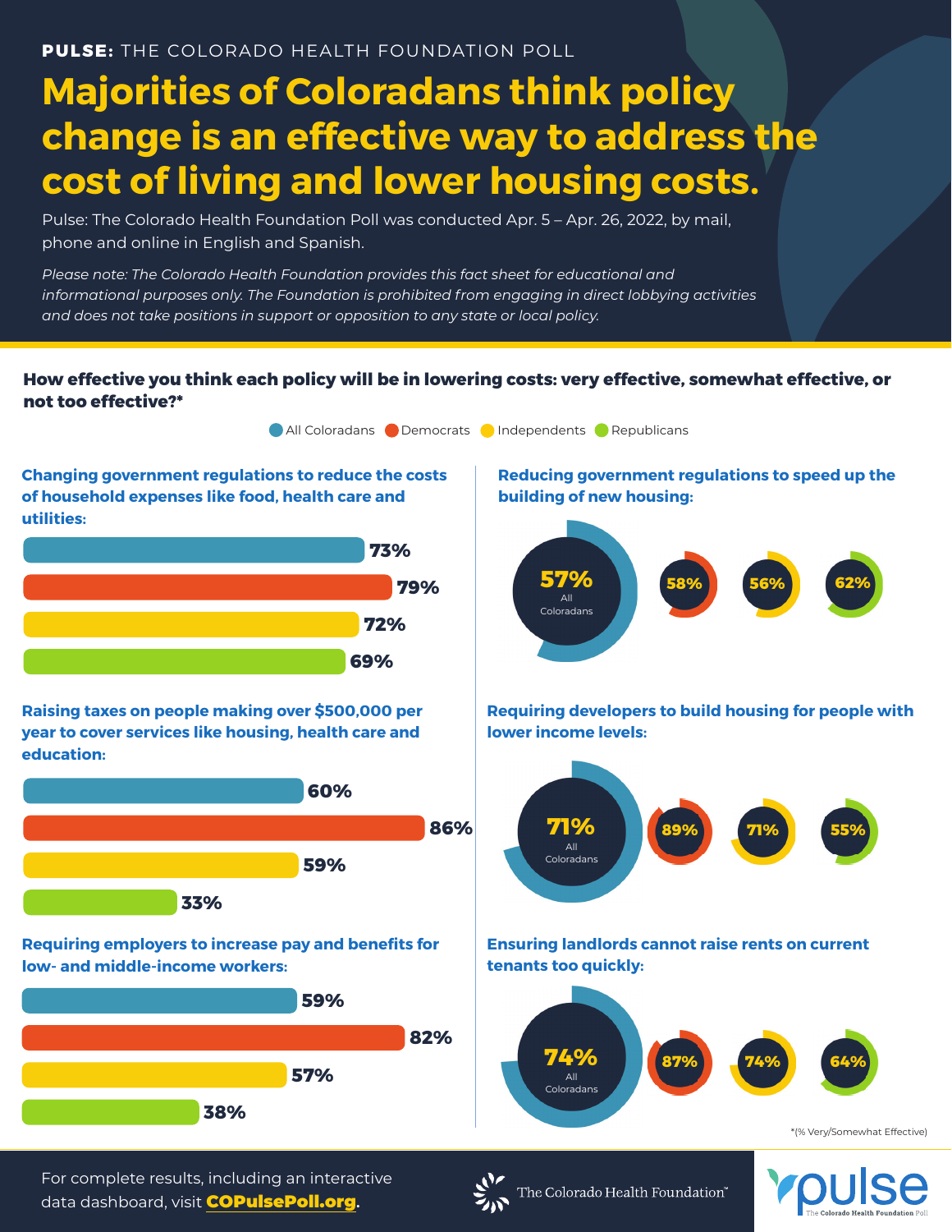**PULSE:** THE COLORADO HEALTH FOUNDATION POLL

# Majorities of Coloradans think policy change is an effective way to address the cost of living and lower housing costs.

Pulse: The Colorado Health Foundation Poll was conducted Apr. 5 – Apr. 26, 2022, by mail, phone and online in English and Spanish.

*Please note: The Colorado Health Foundation provides this fact sheet for educational and informational purposes only. The Foundation is prohibited from engaging in direct lobbying activities and does not take positions in support or opposition to any state or local policy.*

## How effective you think each policy will be in lowering costs: very effective, somewhat effective, or not too effective?*

All Coloradans | Democrats | Independents | Republicans

### Changing government regulations to reduce the costs of household expenses like food, health care and utilities:

73%
79%
72%
69%

### Raising taxes on people making over $500,000 per year to cover services like housing, health care and education:

60%
86%
59%
33%

### Requiring employers to increase pay and benefits for low- and middle-income workers:

59%
82%
57%
38%

### Reducing government regulations to speed up the building of new housing:

57% All Coloradans
58%
56%
62%

### Requiring developers to build housing for people with lower income levels:

71% All Coloradans
89%
71%
55%

### Ensuring landlords cannot raise rents on current tenants too quickly:

74% All Coloradans
87%
74%
64%

*(% Very/Somewhat Effective)

For complete results, including an interactive data dashboard, visit **COPulsePoll.org**.

The Colorado Health Foundation™

pulse The Colorado Health Foundation Poll